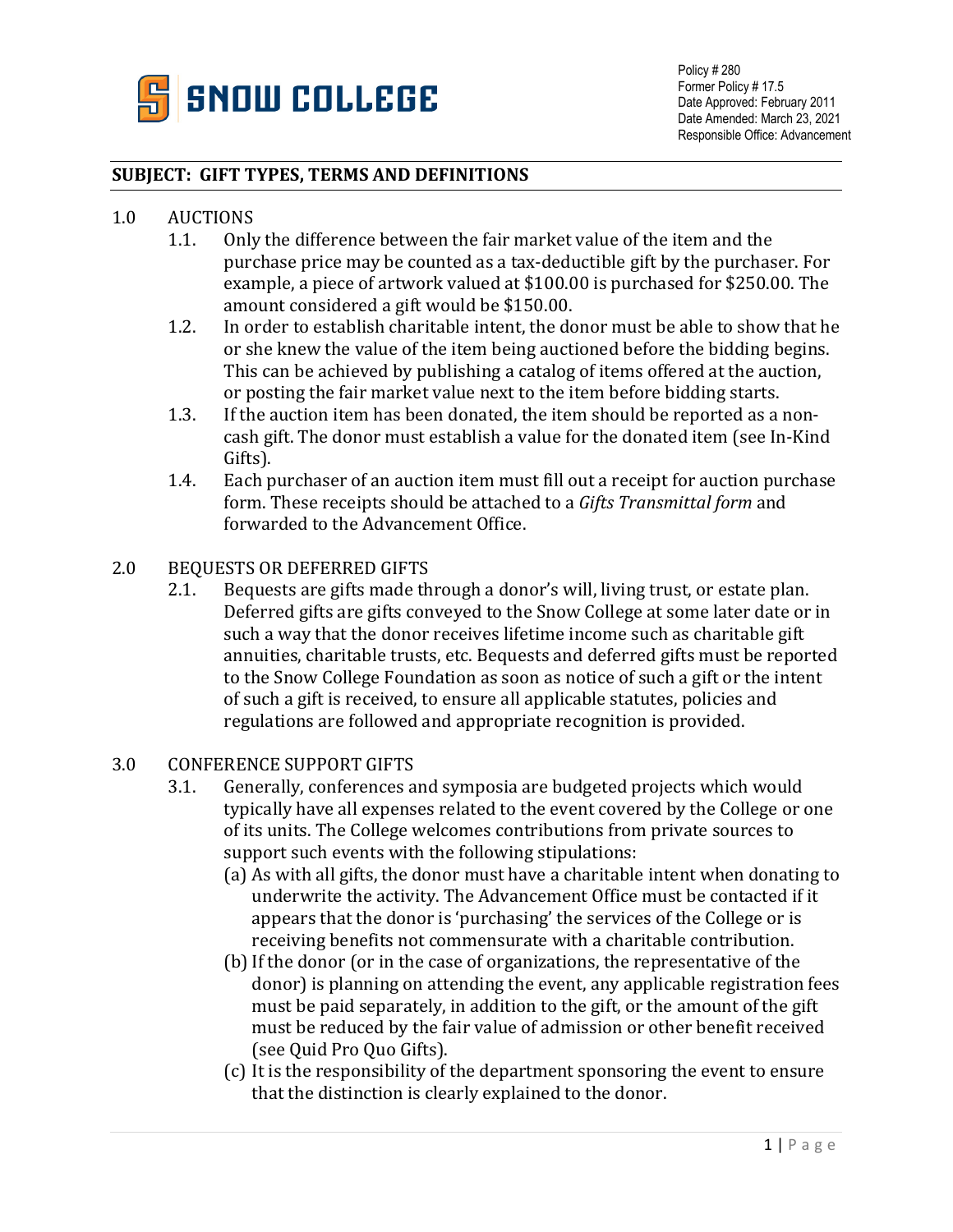Policy # 280
Former Policy # 17.5
Date Approved: February 2011
Date Amended: March 23, 2021
Responsible Office: Advancement

**SUBJECT: GIFT TYPES, TERMS AND DEFINITIONS**

1.0 AUCTIONS

1.1. Only the difference between the fair market value of the item and the purchase price may be counted as a tax-deductible gift by the purchaser. For example, a piece of artwork valued at $100.00 is purchased for $250.00. The amount considered a gift would be $150.00.

1.2. In order to establish charitable intent, the donor must be able to show that he or she knew the value of the item being auctioned before the bidding begins. This can be achieved by publishing a catalog of items offered at the auction, or posting the fair market value next to the item before bidding starts.

1.3. If the auction item has been donated, the item should be reported as a non-cash gift. The donor must establish a value for the donated item (see In-Kind Gifts).

1.4. Each purchaser of an auction item must fill out a receipt for auction purchase form. These receipts should be attached to a *Gifts Transmittal form* and forwarded to the Advancement Office.

2.0 BEQUESTS OR DEFERRED GIFTS

2.1. Bequests are gifts made through a donor's will, living trust, or estate plan. Deferred gifts are gifts conveyed to the Snow College at some later date or in such a way that the donor receives lifetime income such as charitable gift annuities, charitable trusts, etc. Bequests and deferred gifts must be reported to the Snow College Foundation as soon as notice of such a gift or the intent of such a gift is received, to ensure all applicable statutes, policies and regulations are followed and appropriate recognition is provided.

3.0 CONFERENCE SUPPORT GIFTS

3.1. Generally, conferences and symposia are budgeted projects which would typically have all expenses related to the event covered by the College or one of its units. The College welcomes contributions from private sources to support such events with the following stipulations:

(a) As with all gifts, the donor must have a charitable intent when donating to underwrite the activity. The Advancement Office must be contacted if it appears that the donor is 'purchasing' the services of the College or is receiving benefits not commensurate with a charitable contribution.

(b) If the donor (or in the case of organizations, the representative of the donor) is planning on attending the event, any applicable registration fees must be paid separately, in addition to the gift, or the amount of the gift must be reduced by the fair value of admission or other benefit received (see Quid Pro Quo Gifts).

(c) It is the responsibility of the department sponsoring the event to ensure that the distinction is clearly explained to the donor.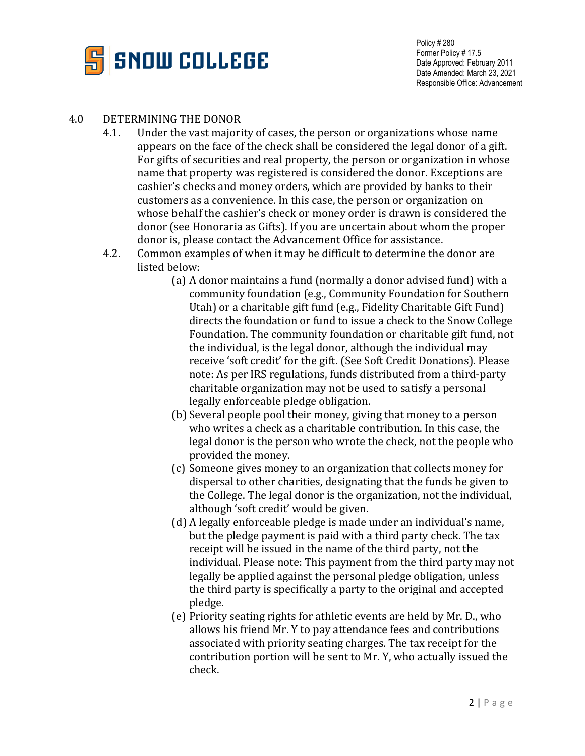## 4.0 DETERMINING THE DONOR

4.1. Under the vast majority of cases, the person or organizations whose name appears on the face of the check shall be considered the legal donor of a gift. For gifts of securities and real property, the person or organization in whose name that property was registered is considered the donor. Exceptions are cashier's checks and money orders, which are provided by banks to their customers as a convenience. In this case, the person or organization on whose behalf the cashier's check or money order is drawn is considered the donor (see Honoraria as Gifts). If you are uncertain about whom the proper donor is, please contact the Advancement Office for assistance.

4.2. Common examples of when it may be difficult to determine the donor are listed below:

(a) A donor maintains a fund (normally a donor advised fund) with a community foundation (e.g., Community Foundation for Southern Utah) or a charitable gift fund (e.g., Fidelity Charitable Gift Fund) directs the foundation or fund to issue a check to the Snow College Foundation. The community foundation or charitable gift fund, not the individual, is the legal donor, although the individual may receive 'soft credit' for the gift. (See Soft Credit Donations). Please note: As per IRS regulations, funds distributed from a third-party charitable organization may not be used to satisfy a personal legally enforceable pledge obligation.

(b) Several people pool their money, giving that money to a person who writes a check as a charitable contribution. In this case, the legal donor is the person who wrote the check, not the people who provided the money.

(c) Someone gives money to an organization that collects money for dispersal to other charities, designating that the funds be given to the College. The legal donor is the organization, not the individual, although 'soft credit' would be given.

(d) A legally enforceable pledge is made under an individual's name, but the pledge payment is paid with a third party check. The tax receipt will be issued in the name of the third party, not the individual. Please note: This payment from the third party may not legally be applied against the personal pledge obligation, unless the third party is specifically a party to the original and accepted pledge.

(e) Priority seating rights for athletic events are held by Mr. D., who allows his friend Mr. Y to pay attendance fees and contributions associated with priority seating charges. The tax receipt for the contribution portion will be sent to Mr. Y, who actually issued the check.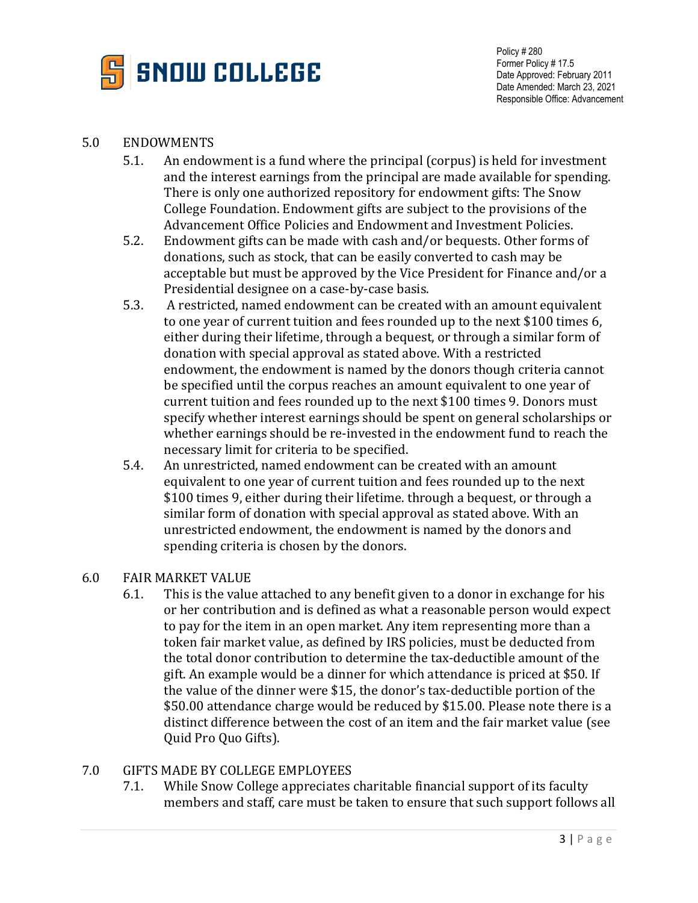## 5.0 ENDOWMENTS

5.1. An endowment is a fund where the principal (corpus) is held for investment and the interest earnings from the principal are made available for spending. There is only one authorized repository for endowment gifts: The Snow College Foundation. Endowment gifts are subject to the provisions of the Advancement Office Policies and Endowment and Investment Policies.

5.2. Endowment gifts can be made with cash and/or bequests. Other forms of donations, such as stock, that can be easily converted to cash may be acceptable but must be approved by the Vice President for Finance and/or a Presidential designee on a case-by-case basis.

5.3. A restricted, named endowment can be created with an amount equivalent to one year of current tuition and fees rounded up to the next $100 times 6, either during their lifetime, through a bequest, or through a similar form of donation with special approval as stated above. With a restricted endowment, the endowment is named by the donors though criteria cannot be specified until the corpus reaches an amount equivalent to one year of current tuition and fees rounded up to the next $100 times 9. Donors must specify whether interest earnings should be spent on general scholarships or whether earnings should be re-invested in the endowment fund to reach the necessary limit for criteria to be specified.

5.4. An unrestricted, named endowment can be created with an amount equivalent to one year of current tuition and fees rounded up to the next $100 times 9, either during their lifetime. through a bequest, or through a similar form of donation with special approval as stated above. With an unrestricted endowment, the endowment is named by the donors and spending criteria is chosen by the donors.

## 6.0 FAIR MARKET VALUE

6.1. This is the value attached to any benefit given to a donor in exchange for his or her contribution and is defined as what a reasonable person would expect to pay for the item in an open market. Any item representing more than a token fair market value, as defined by IRS policies, must be deducted from the total donor contribution to determine the tax-deductible amount of the gift. An example would be a dinner for which attendance is priced at $50. If the value of the dinner were $15, the donor's tax-deductible portion of the $50.00 attendance charge would be reduced by $15.00. Please note there is a distinct difference between the cost of an item and the fair market value (see Quid Pro Quo Gifts).

## 7.0 GIFTS MADE BY COLLEGE EMPLOYEES

7.1. While Snow College appreciates charitable financial support of its faculty members and staff, care must be taken to ensure that such support follows all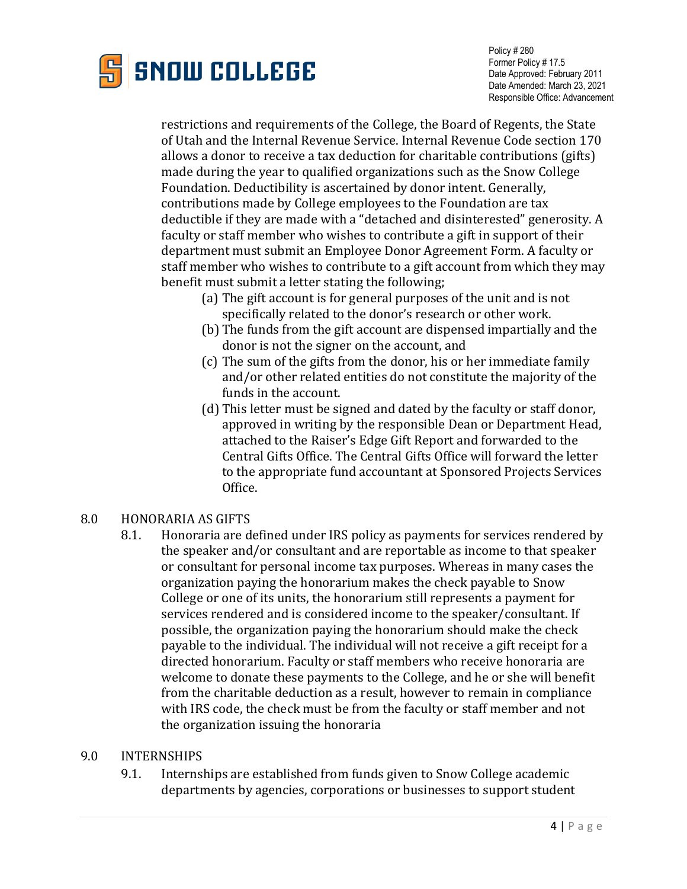restrictions and requirements of the College, the Board of Regents, the State of Utah and the Internal Revenue Service. Internal Revenue Code section 170 allows a donor to receive a tax deduction for charitable contributions (gifts) made during the year to qualified organizations such as the Snow College Foundation. Deductibility is ascertained by donor intent. Generally, contributions made by College employees to the Foundation are tax deductible if they are made with a "detached and disinterested" generosity. A faculty or staff member who wishes to contribute a gift in support of their department must submit an Employee Donor Agreement Form. A faculty or staff member who wishes to contribute to a gift account from which they may benefit must submit a letter stating the following;

(a) The gift account is for general purposes of the unit and is not specifically related to the donor's research or other work.
(b) The funds from the gift account are dispensed impartially and the donor is not the signer on the account, and
(c) The sum of the gifts from the donor, his or her immediate family and/or other related entities do not constitute the majority of the funds in the account.
(d) This letter must be signed and dated by the faculty or staff donor, approved in writing by the responsible Dean or Department Head, attached to the Raiser's Edge Gift Report and forwarded to the Central Gifts Office. The Central Gifts Office will forward the letter to the appropriate fund accountant at Sponsored Projects Services Office.

## 8.0 HONORARIA AS GIFTS

8.1. Honoraria are defined under IRS policy as payments for services rendered by the speaker and/or consultant and are reportable as income to that speaker or consultant for personal income tax purposes. Whereas in many cases the organization paying the honorarium makes the check payable to Snow College or one of its units, the honorarium still represents a payment for services rendered and is considered income to the speaker/consultant. If possible, the organization paying the honorarium should make the check payable to the individual. The individual will not receive a gift receipt for a directed honorarium. Faculty or staff members who receive honoraria are welcome to donate these payments to the College, and he or she will benefit from the charitable deduction as a result, however to remain in compliance with IRS code, the check must be from the faculty or staff member and not the organization issuing the honoraria

## 9.0 INTERNSHIPS

9.1. Internships are established from funds given to Snow College academic departments by agencies, corporations or businesses to support student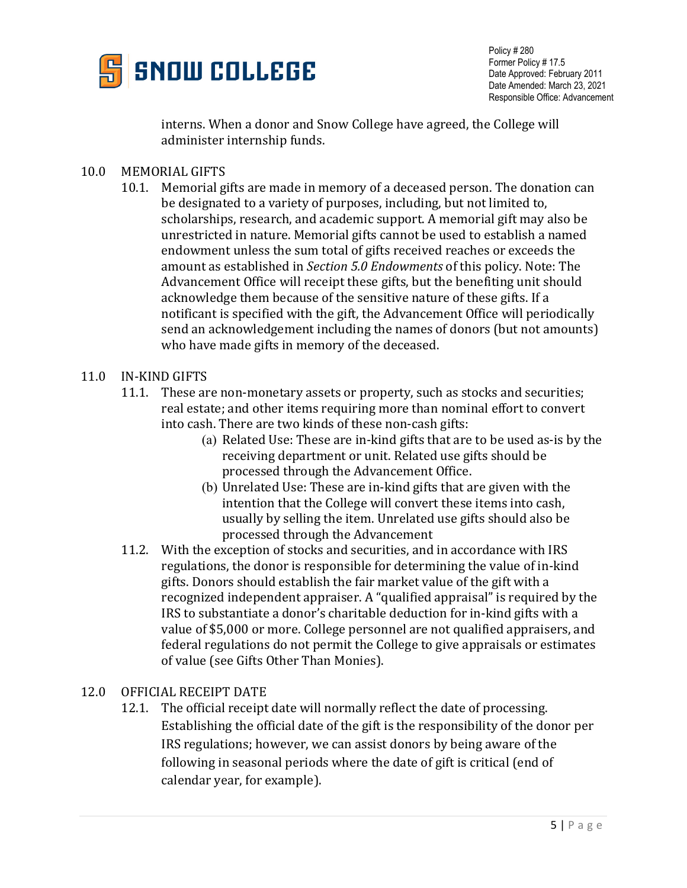interns. When a donor and Snow College have agreed, the College will administer internship funds.

## 10.0 MEMORIAL GIFTS

10.1. Memorial gifts are made in memory of a deceased person. The donation can be designated to a variety of purposes, including, but not limited to, scholarships, research, and academic support. A memorial gift may also be unrestricted in nature. Memorial gifts cannot be used to establish a named endowment unless the sum total of gifts received reaches or exceeds the amount as established in *Section 5.0 Endowments* of this policy. Note: The Advancement Office will receipt these gifts, but the benefiting unit should acknowledge them because of the sensitive nature of these gifts. If a notificant is specified with the gift, the Advancement Office will periodically send an acknowledgement including the names of donors (but not amounts) who have made gifts in memory of the deceased.

## 11.0 IN-KIND GIFTS

11.1. These are non-monetary assets or property, such as stocks and securities; real estate; and other items requiring more than nominal effort to convert into cash. There are two kinds of these non-cash gifts:

- (a) Related Use: These are in-kind gifts that are to be used as-is by the receiving department or unit. Related use gifts should be processed through the Advancement Office.
- (b) Unrelated Use: These are in-kind gifts that are given with the intention that the College will convert these items into cash, usually by selling the item. Unrelated use gifts should also be processed through the Advancement

11.2. With the exception of stocks and securities, and in accordance with IRS regulations, the donor is responsible for determining the value of in-kind gifts. Donors should establish the fair market value of the gift with a recognized independent appraiser. A "qualified appraisal" is required by the IRS to substantiate a donor's charitable deduction for in-kind gifts with a value of $5,000 or more. College personnel are not qualified appraisers, and federal regulations do not permit the College to give appraisals or estimates of value (see Gifts Other Than Monies).

## 12.0 OFFICIAL RECEIPT DATE

12.1. The official receipt date will normally reflect the date of processing. Establishing the official date of the gift is the responsibility of the donor per IRS regulations; however, we can assist donors by being aware of the following in seasonal periods where the date of gift is critical (end of calendar year, for example).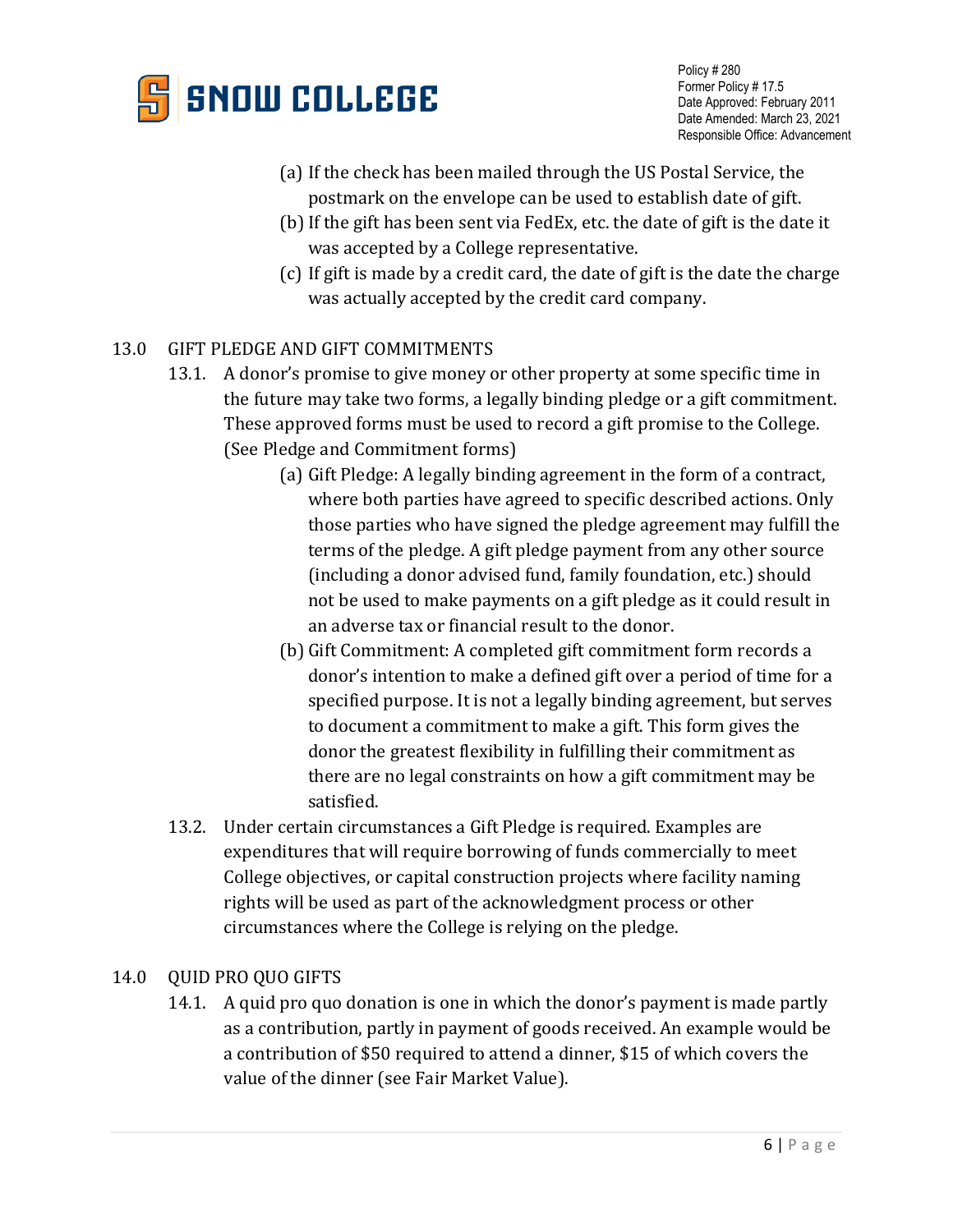(a) If the check has been mailed through the US Postal Service, the postmark on the envelope can be used to establish date of gift.

(b) If the gift has been sent via FedEx, etc. the date of gift is the date it was accepted by a College representative.

(c) If gift is made by a credit card, the date of gift is the date the charge was actually accepted by the credit card company.

## 13.0 GIFT PLEDGE AND GIFT COMMITMENTS

13.1. A donor's promise to give money or other property at some specific time in the future may take two forms, a legally binding pledge or a gift commitment. These approved forms must be used to record a gift promise to the College. (See Pledge and Commitment forms)

(a) Gift Pledge: A legally binding agreement in the form of a contract, where both parties have agreed to specific described actions. Only those parties who have signed the pledge agreement may fulfill the terms of the pledge. A gift pledge payment from any other source (including a donor advised fund, family foundation, etc.) should not be used to make payments on a gift pledge as it could result in an adverse tax or financial result to the donor.

(b) Gift Commitment: A completed gift commitment form records a donor's intention to make a defined gift over a period of time for a specified purpose. It is not a legally binding agreement, but serves to document a commitment to make a gift. This form gives the donor the greatest flexibility in fulfilling their commitment as there are no legal constraints on how a gift commitment may be satisfied.

13.2. Under certain circumstances a Gift Pledge is required. Examples are expenditures that will require borrowing of funds commercially to meet College objectives, or capital construction projects where facility naming rights will be used as part of the acknowledgment process or other circumstances where the College is relying on the pledge.

## 14.0 QUID PRO QUO GIFTS

14.1. A quid pro quo donation is one in which the donor's payment is made partly as a contribution, partly in payment of goods received. An example would be a contribution of $50 required to attend a dinner, $15 of which covers the value of the dinner (see Fair Market Value).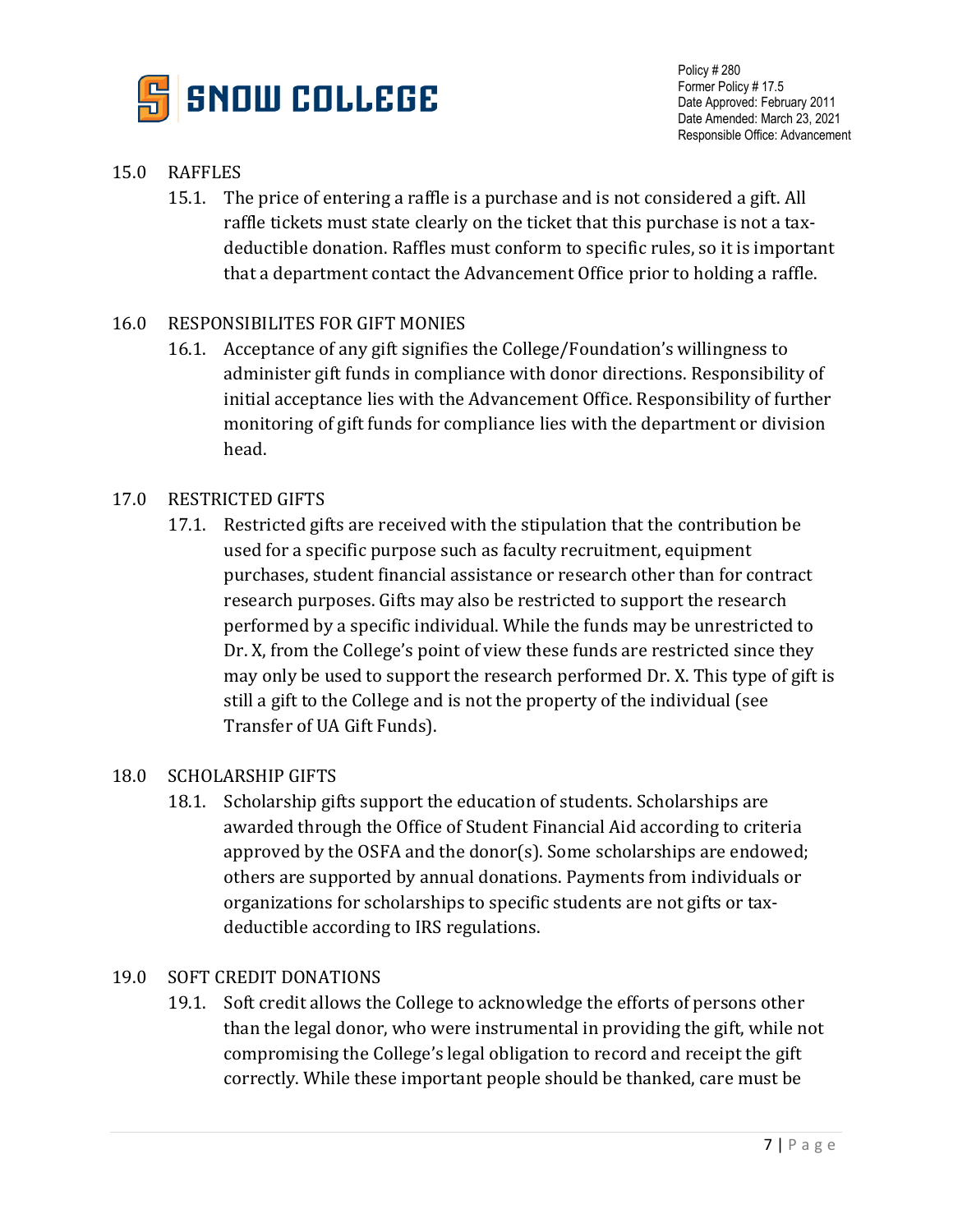## 15.0 RAFFLES

15.1. The price of entering a raffle is a purchase and is not considered a gift. All raffle tickets must state clearly on the ticket that this purchase is not a tax-deductible donation. Raffles must conform to specific rules, so it is important that a department contact the Advancement Office prior to holding a raffle.

## 16.0 RESPONSIBILITES FOR GIFT MONIES

16.1. Acceptance of any gift signifies the College/Foundation's willingness to administer gift funds in compliance with donor directions. Responsibility of initial acceptance lies with the Advancement Office. Responsibility of further monitoring of gift funds for compliance lies with the department or division head.

## 17.0 RESTRICTED GIFTS

17.1. Restricted gifts are received with the stipulation that the contribution be used for a specific purpose such as faculty recruitment, equipment purchases, student financial assistance or research other than for contract research purposes. Gifts may also be restricted to support the research performed by a specific individual. While the funds may be unrestricted to Dr. X, from the College's point of view these funds are restricted since they may only be used to support the research performed Dr. X. This type of gift is still a gift to the College and is not the property of the individual (see Transfer of UA Gift Funds).

## 18.0 SCHOLARSHIP GIFTS

18.1. Scholarship gifts support the education of students. Scholarships are awarded through the Office of Student Financial Aid according to criteria approved by the OSFA and the donor(s). Some scholarships are endowed; others are supported by annual donations. Payments from individuals or organizations for scholarships to specific students are not gifts or tax-deductible according to IRS regulations.

## 19.0 SOFT CREDIT DONATIONS

19.1. Soft credit allows the College to acknowledge the efforts of persons other than the legal donor, who were instrumental in providing the gift, while not compromising the College's legal obligation to record and receipt the gift correctly. While these important people should be thanked, care must be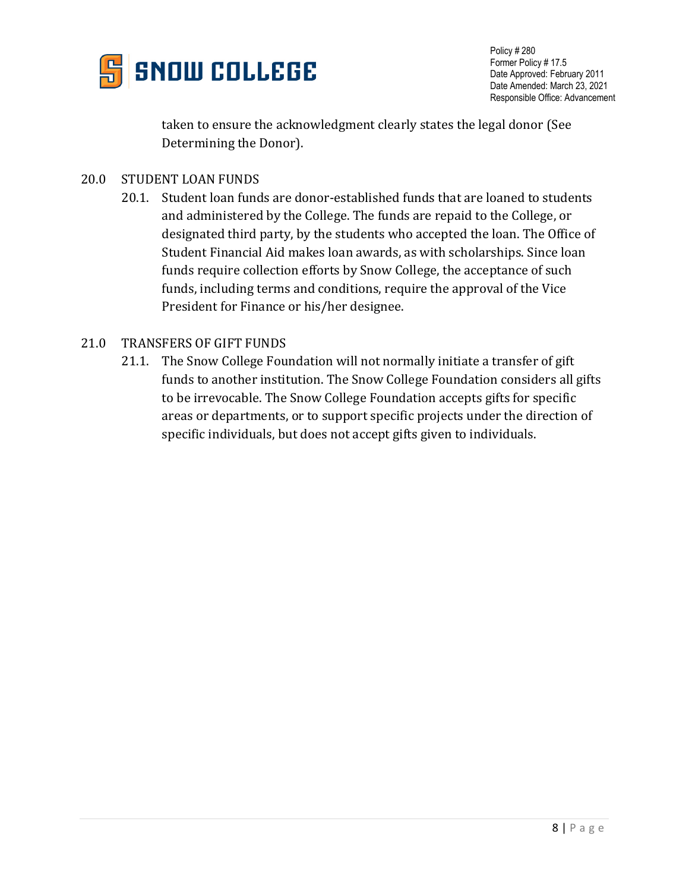taken to ensure the acknowledgment clearly states the legal donor (See Determining the Donor).

## 20.0 STUDENT LOAN FUNDS

20.1. Student loan funds are donor-established funds that are loaned to students and administered by the College. The funds are repaid to the College, or designated third party, by the students who accepted the loan. The Office of Student Financial Aid makes loan awards, as with scholarships. Since loan funds require collection efforts by Snow College, the acceptance of such funds, including terms and conditions, require the approval of the Vice President for Finance or his/her designee.

## 21.0 TRANSFERS OF GIFT FUNDS

21.1. The Snow College Foundation will not normally initiate a transfer of gift funds to another institution. The Snow College Foundation considers all gifts to be irrevocable. The Snow College Foundation accepts gifts for specific areas or departments, or to support specific projects under the direction of specific individuals, but does not accept gifts given to individuals.